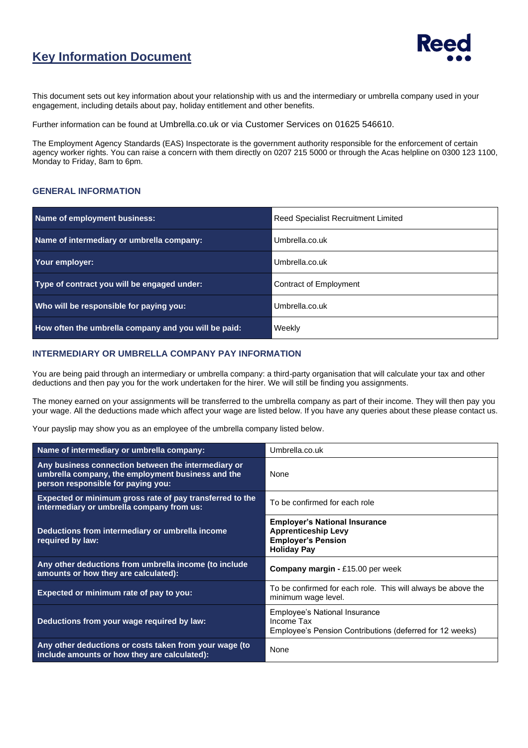# Key Information Document

Reed

This document sets out key information about your relationship with us and the intermediary or umbrella company used in your engagement, including details about pay, holiday entitlement and other benefits.

Further information can be found at Umbrella.co.uk or via Customer Services on 01625 546610.

The Employment Agency Standards (EAS) Inspectorate is the government authority responsible for the enforcement of certain agency worker rights. You can raise a concern with them directly on 0207 215 5000 or through the Acas helpline on 0300 123 1100, Monday to Friday, 8am to 6pm.

## GENERAL INFORMATION

| | |
|---|---|
| **Name of employment business:** | Reed Specialist Recruitment Limited |
| **Name of intermediary or umbrella company:** | Umbrella.co.uk |
| **Your employer:** | Umbrella.co.uk |
| **Type of contract you will be engaged under:** | Contract of Employment |
| **Who will be responsible for paying you:** | Umbrella.co.uk |
| **How often the umbrella company and you will be paid:** | Weekly |

## INTERMEDIARY OR UMBRELLA COMPANY PAY INFORMATION

You are being paid through an intermediary or umbrella company: a third-party organisation that will calculate your tax and other deductions and then pay you for the work undertaken for the hirer. We will still be finding you assignments.

The money earned on your assignments will be transferred to the umbrella company as part of their income. They will then pay you your wage. All the deductions made which affect your wage are listed below. If you have any queries about these please contact us.

Your payslip may show you as an employee of the umbrella company listed below.

| | |
|---|---|
| **Name of intermediary or umbrella company:** | Umbrella.co.uk |
| **Any business connection between the intermediary or umbrella company, the employment business and the person responsible for paying you:** | None |
| **Expected or minimum gross rate of pay transferred to the intermediary or umbrella company from us:** | To be confirmed for each role |
| **Deductions from intermediary or umbrella income required by law:** | **Employer's National Insurance**<br>**Apprenticeship Levy**<br>**Employer's Pension**<br>**Holiday Pay** |
| **Any other deductions from umbrella income (to include amounts or how they are calculated):** | **Company margin -** £15.00 per week |
| **Expected or minimum rate of pay to you:** | To be confirmed for each role. This will always be above the minimum wage level. |
| **Deductions from your wage required by law:** | Employee's National Insurance<br>Income Tax<br>Employee's Pension Contributions (deferred for 12 weeks) |
| **Any other deductions or costs taken from your wage (to include amounts or how they are calculated):** | None |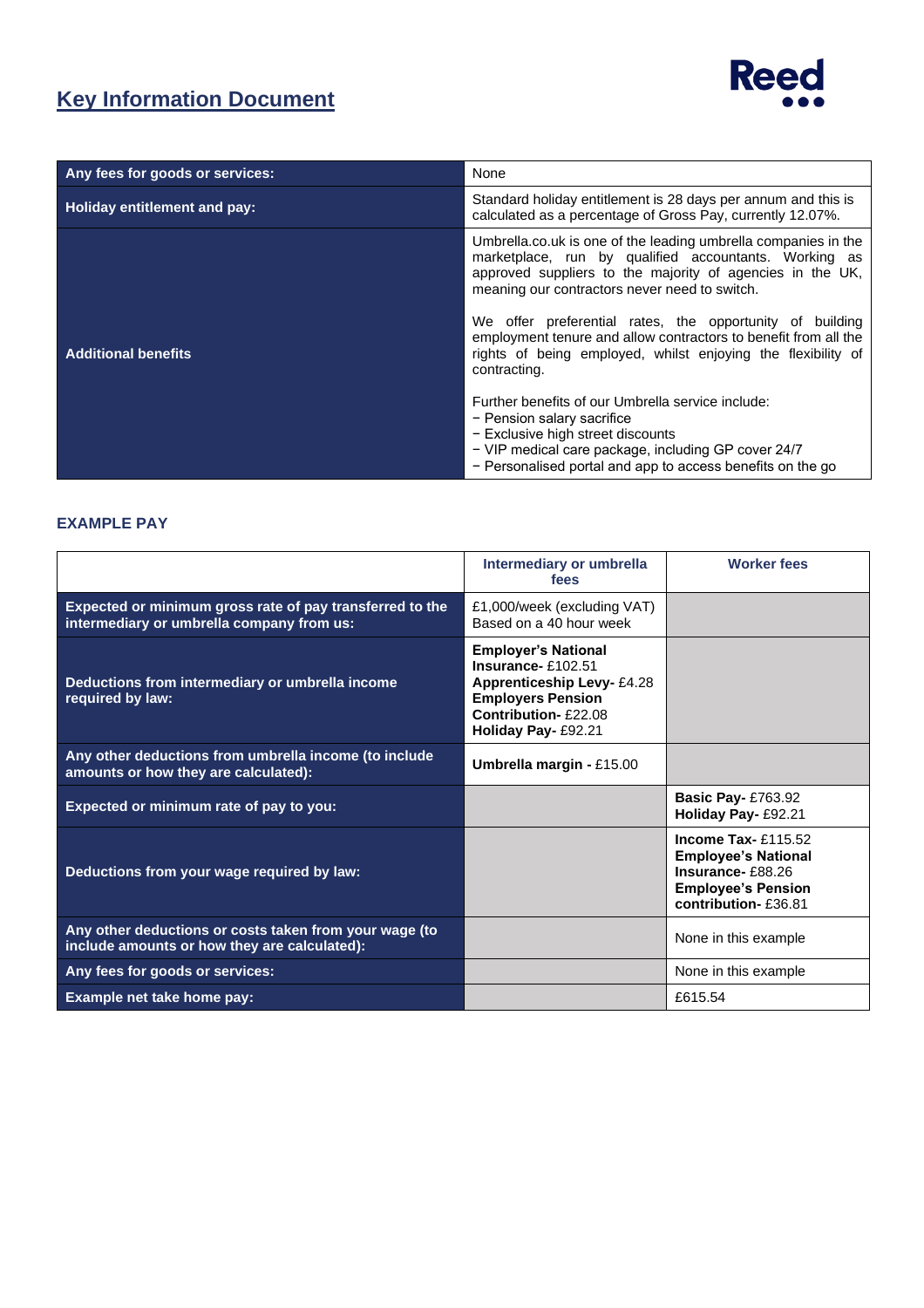## Key Information Document

| | |
|---|---|
| **Any fees for goods or services:** | None |
| **Holiday entitlement and pay:** | Standard holiday entitlement is 28 days per annum and this is calculated as a percentage of Gross Pay, currently 12.07%. |
| **Additional benefits** | Umbrella.co.uk is one of the leading umbrella companies in the marketplace, run by qualified accountants. Working as approved suppliers to the majority of agencies in the UK, meaning our contractors never need to switch.<br><br>We offer preferential rates, the opportunity of building employment tenure and allow contractors to benefit from all the rights of being employed, whilst enjoying the flexibility of contracting.<br><br>Further benefits of our Umbrella service include:<br>− Pension salary sacrifice<br>− Exclusive high street discounts<br>− VIP medical care package, including GP cover 24/7<br>− Personalised portal and app to access benefits on the go |

### EXAMPLE PAY

| | Intermediary or umbrella fees | Worker fees |
|---|---|---|
| **Expected or minimum gross rate of pay transferred to the intermediary or umbrella company from us:** | £1,000/week (excluding VAT)<br>Based on a 40 hour week | |
| **Deductions from intermediary or umbrella income required by law:** | **Employer's National Insurance**- £102.51<br>**Apprenticeship Levy**- £4.28<br>**Employers Pension Contribution**- £22.08<br>**Holiday Pay**- £92.21 | |
| **Any other deductions from umbrella income (to include amounts or how they are calculated):** | **Umbrella margin -** £15.00 | |
| **Expected or minimum rate of pay to you:** | | **Basic Pay**- £763.92<br>**Holiday Pay**- £92.21 |
| **Deductions from your wage required by law:** | | **Income Tax**- £115.52<br>**Employee's National Insurance**- £88.26<br>**Employee's Pension contribution**- £36.81 |
| **Any other deductions or costs taken from your wage (to include amounts or how they are calculated):** | | None in this example |
| **Any fees for goods or services:** | | None in this example |
| **Example net take home pay:** | | £615.54 |